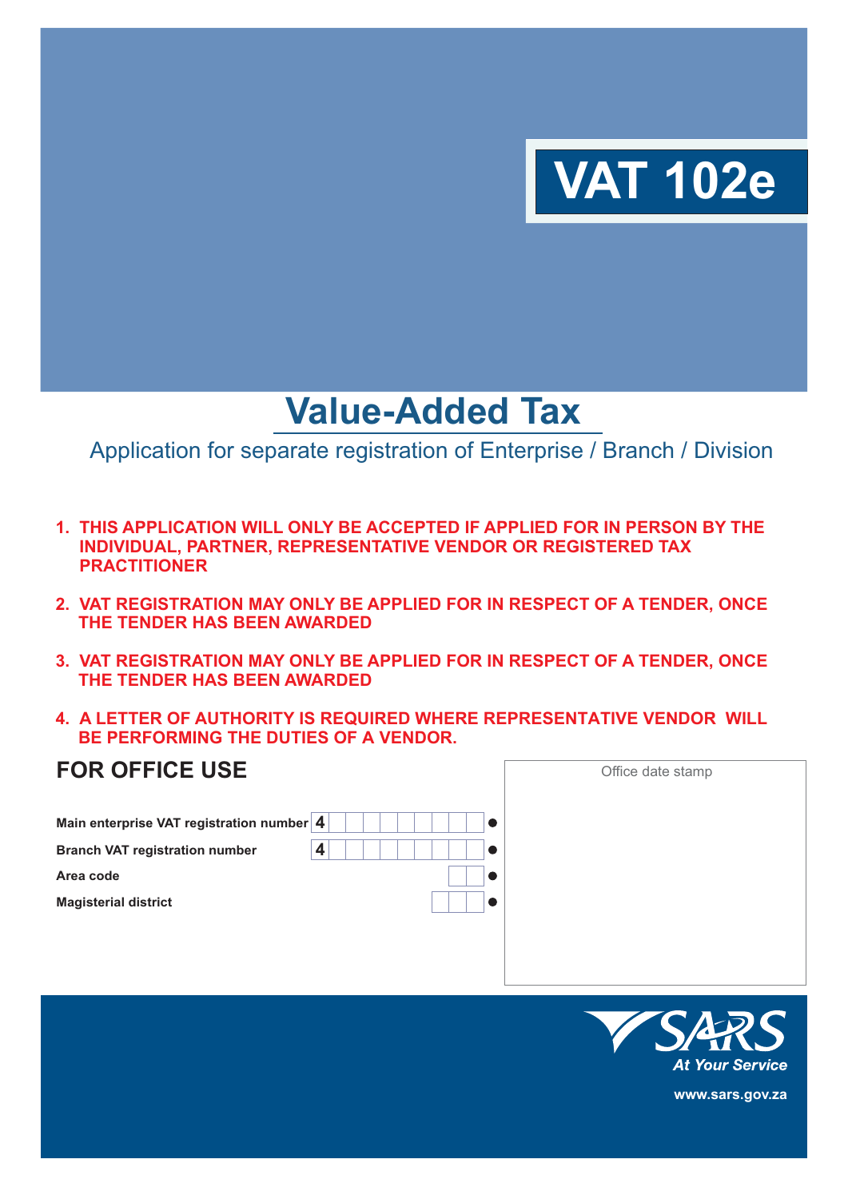# VAT 102e

## Value-Added Tax

Application for separate registration of Enterprise / Branch / Division

1. **THIS APPLICATION WILL ONLY BE ACCEPTED IF APPLIED FOR IN PERSON BY THE INDIVIDUAL, PARTNER, REPRESENTATIVE VENDOR OR REGISTERED TAX PRACTITIONER**
2. **VAT REGISTRATION MAY ONLY BE APPLIED FOR IN RESPECT OF A TENDER, ONCE THE TENDER HAS BEEN AWARDED**
3. **VAT REGISTRATION MAY ONLY BE APPLIED FOR IN RESPECT OF A TENDER, ONCE THE TENDER HAS BEEN AWARDED**
4. **A LETTER OF AUTHORITY IS REQUIRED WHERE REPRESENTATIVE VENDOR WILL BE PERFORMING THE DUTIES OF A VENDOR.**

## FOR OFFICE USE

| | |
|---|---|
| **Main enterprise VAT registration number** | 4 |
| **Branch VAT registration number** | 4 |
| **Area code** | |
| **Magisterial district** | |

Office date stamp

SARS At Your Service

www.sars.gov.za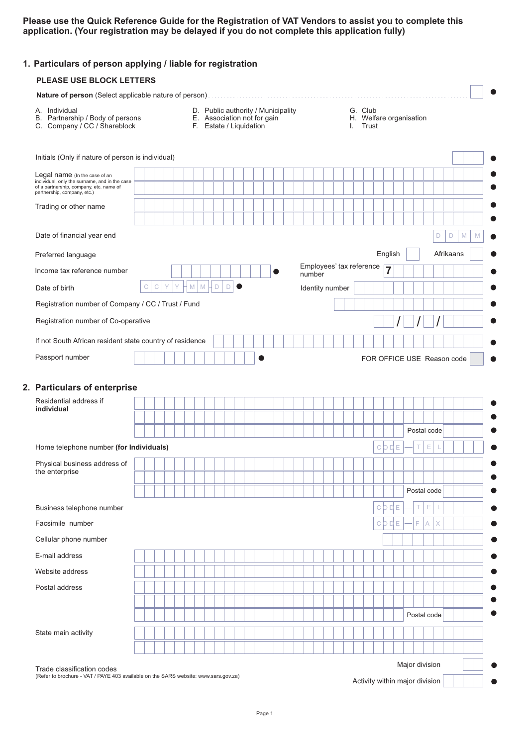**Please use the Quick Reference Guide for the Registration of VAT Vendors to assist you to complete this application. (Your registration may be delayed if you do not complete this application fully)**

## 1. Particulars of person applying / liable for registration

**PLEASE USE BLOCK LETTERS**

**Nature of person** (Select applicable nature of person)

A. Individual
B. Partnership / Body of persons
C. Company / CC / Shareblock
D. Public authority / Municipality
E. Association not for gain
F. Estate / Liquidation
G. Club
H. Welfare organisation
I. Trust

Initials (Only if nature of person is individual)

Legal name (In the case of an individual, only the surname, and in the case of a partnership, company, etc. name of partnership, company, etc.)

Trading or other name

Date of financial year end: D D M M

Preferred language: English / Afrikaans

Income tax reference number

Employees' tax reference number: 7

Date of birth: C C Y Y - M M - D D

Identity number

Registration number of Company / CC / Trust / Fund

Registration number of Co-operative: / / /

If not South African resident state country of residence

Passport number

FOR OFFICE USE Reason code

## 2. Particulars of enterprise

Residential address if **individual**

Postal code

Home telephone number **(for Individuals)**: CODE — TEL

Physical business address of the enterprise

Postal code

Business telephone number: CODE — TEL

Facsimile number: CODE — FAX

Cellular phone number

E-mail address

Website address

Postal address

Postal code

State main activity

Trade classification codes
(Refer to brochure - VAT / PAYE 403 available on the SARS website: www.sars.gov.za)

Major division

Activity within major division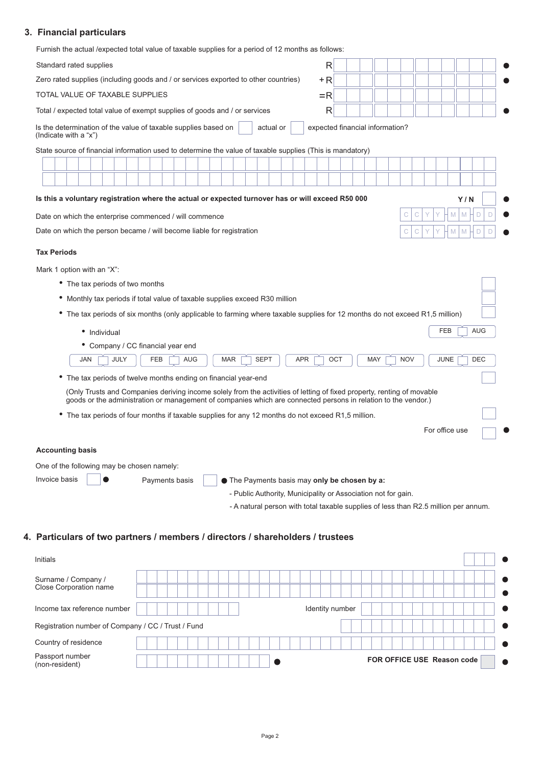## 3. Financial particulars

Furnish the actual /expected total value of taxable supplies for a period of 12 months as follows:

| | | |
|---|---|---|
| Standard rated supplies | R | |
| Zero rated supplies (including goods and / or services exported to other countries) | +R | |
| TOTAL VALUE OF TAXABLE SUPPLIES | =R | |
| Total / expected total value of exempt supplies of goods and / or services | R | |

Is the determination of the value of taxable supplies based on [ ] actual or [ ] expected financial information? (Indicate with a "x")

State source of financial information used to determine the value of taxable supplies (This is mandatory)

**Is this a voluntary registration where the actual or expected turnover has or will exceed R50 000** Y / N [ ]

Date on which the enterprise commenced / will commence CCYY-MM-DD

Date on which the person became / will become liable for registration CCYY-MM-DD

### Tax Periods

Mark 1 option with an "X":

- The tax periods of two months [ ]
- Monthly tax periods if total value of taxable supplies exceed R30 million [ ]
- The tax periods of six months (only applicable to farming where taxable supplies for 12 months do not exceed R1,5 million) [ ]
  - Individual FEB [ ] AUG
  - Company / CC financial year end

| JAN [ ] JULY | FEB [ ] AUG | MAR [ ] SEPT | APR [ ] OCT | MAY [ ] NOV | JUNE [ ] DEC |
|---|---|---|---|---|---|

- The tax periods of twelve months ending on financial year-end [ ]

  (Only Trusts and Companies deriving income solely from the activities of letting of fixed property, renting of movable goods or the administration or management of companies which are connected persons in relation to the vendor.)

- The tax periods of four months if taxable supplies for any 12 months do not exceed R1,5 million. [ ]

For office use [ ]

### Accounting basis

One of the following may be chosen namely:

Invoice basis [ ] Payments basis [ ] The Payments basis may **only be chosen by a:**

- Public Authority, Municipality or Association not for gain.
- A natural person with total taxable supplies of less than R2.5 million per annum.

## 4. Particulars of two partners / members / directors / shareholders / trustees

Initials

Surname / Company / Close Corporation name

Income tax reference number Identity number

Registration number of Company / CC / Trust / Fund

Country of residence

Passport number (non-resident) **FOR OFFICE USE Reason code**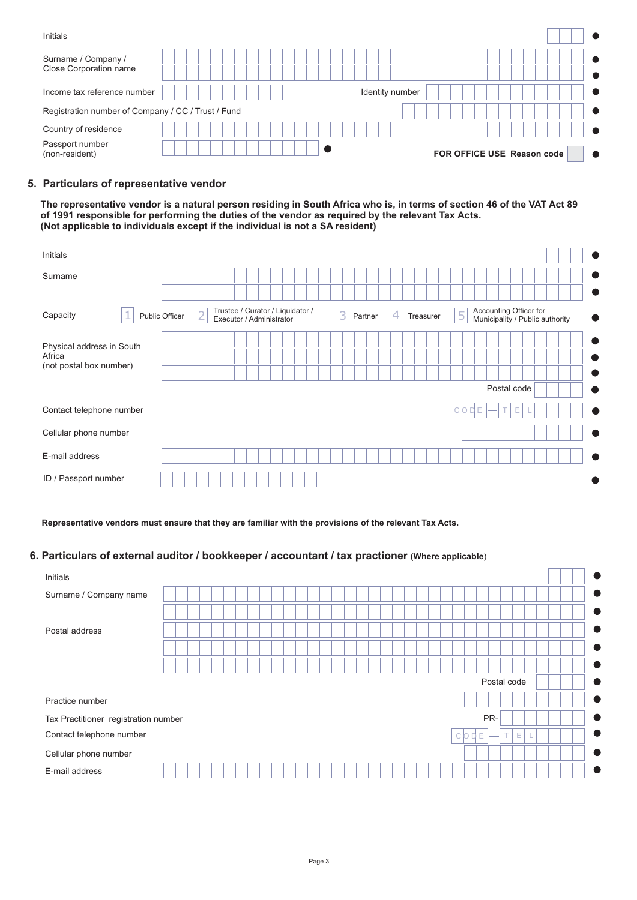Initials

Surname / Company / Close Corporation name

Income tax reference number

Identity number

Registration number of Company / CC / Trust / Fund

Country of residence

Passport number (non-resident)

**FOR OFFICE USE Reason code**

## 5. Particulars of representative vendor

**The representative vendor is a natural person residing in South Africa who is, in terms of section 46 of the VAT Act 89 of 1991 responsible for performing the duties of the vendor as required by the relevant Tax Acts. (Not applicable to individuals except if the individual is not a SA resident)**

Initials

Surname

Capacity: 1 Public Officer | 2 Trustee / Curator / Liquidator / Executor / Administrator | 3 Partner | 4 Treasurer | 5 Accounting Officer for Municipality / Public authority

Physical address in South Africa (not postal box number)

Postal code

Contact telephone number: CODE — TEL

Cellular phone number

E-mail address

ID / Passport number

**Representative vendors must ensure that they are familiar with the provisions of the relevant Tax Acts.**

## 6. Particulars of external auditor / bookkeeper / accountant / tax practioner (Where applicable)

Initials

Surname / Company name

Postal address

Postal code

Practice number

Tax Practitioner registration number: PR-

Contact telephone number: CODE — TEL

Cellular phone number

E-mail address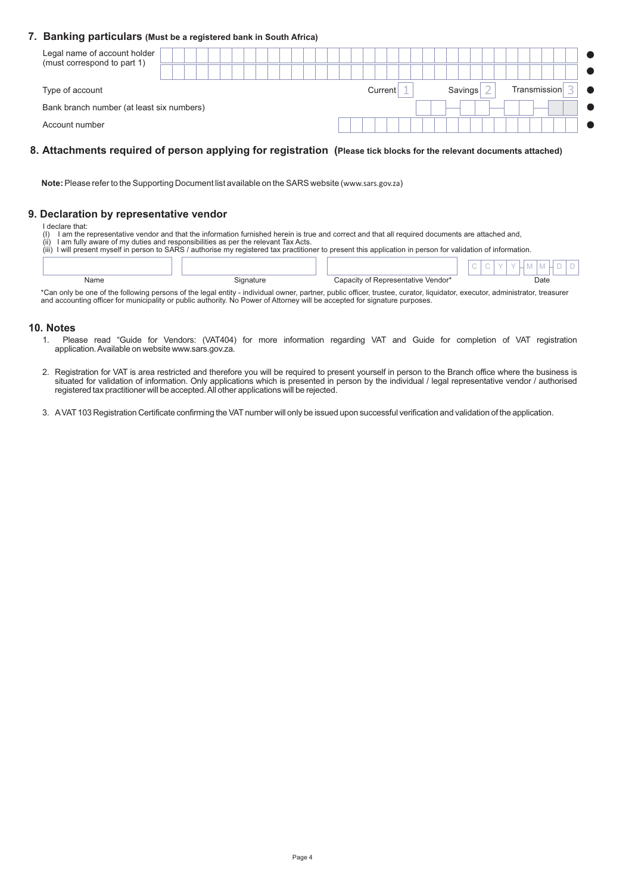## 7. Banking particulars (Must be a registered bank in South Africa)

| | |
|---|---|
| Legal name of account holder (must correspond to part 1) | |
| Type of account | Current 1 Savings 2 Transmission 3 |
| Bank branch number (at least six numbers) | |
| Account number | |

## 8. Attachments required of person applying for registration (Please tick blocks for the relevant documents attached)

**Note:** Please refer to the Supporting Document list available on the SARS website (www.sars.gov.za)

## 9. Declaration by representative vendor

I declare that:

(I) I am the representative vendor and that the information furnished herein is true and correct and that all required documents are attached and,
(ii) I am fully aware of my duties and responsibilities as per the relevant Tax Acts.
(iii) I will present myself in person to SARS / authorise my registered tax practitioner to present this application in person for validation of information.

| Name | Signature | Capacity of Representative Vendor* | Date (CCYY-MM-DD) |
|---|---|---|---|
| | | | |

*Can only be one of the following persons of the legal entity - individual owner, partner, public officer, trustee, curator, liquidator, executor, administrator, treasurer and accounting officer for municipality or public authority. No Power of Attorney will be accepted for signature purposes.

## 10. Notes

1. Please read "Guide for Vendors: (VAT404) for more information regarding VAT and Guide for completion of VAT registration application. Available on website www.sars.gov.za.
2. Registration for VAT is area restricted and therefore you will be required to present yourself in person to the Branch office where the business is situated for validation of information. Only applications which is presented in person by the individual / legal representative vendor / authorised registered tax practitioner will be accepted. All other applications will be rejected.
3. A VAT 103 Registration Certificate confirming the VAT number will only be issued upon successful verification and validation of the application.